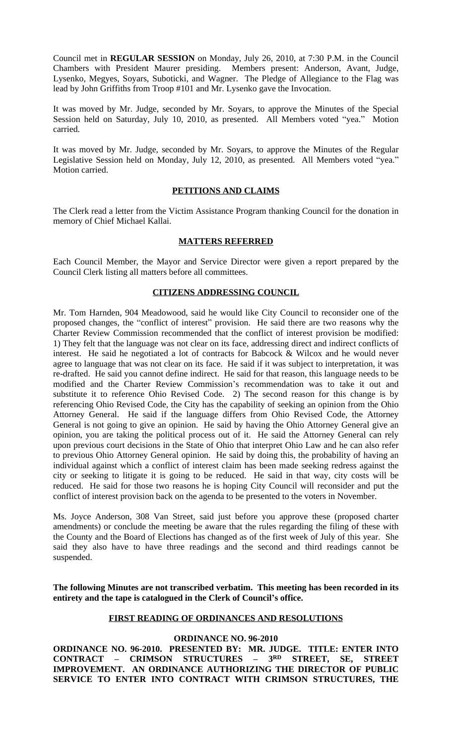Council met in **REGULAR SESSION** on Monday, July 26, 2010, at 7:30 P.M. in the Council Chambers with President Maurer presiding. Members present: Anderson, Avant, Judge, Lysenko, Megyes, Soyars, Suboticki, and Wagner. The Pledge of Allegiance to the Flag was lead by John Griffiths from Troop #101 and Mr. Lysenko gave the Invocation.

It was moved by Mr. Judge, seconded by Mr. Soyars, to approve the Minutes of the Special Session held on Saturday, July 10, 2010, as presented. All Members voted "yea." Motion carried.

It was moved by Mr. Judge, seconded by Mr. Soyars, to approve the Minutes of the Regular Legislative Session held on Monday, July 12, 2010, as presented. All Members voted "yea." Motion carried.

## PETITIONS AND CLAIMS

The Clerk read a letter from the Victim Assistance Program thanking Council for the donation in memory of Chief Michael Kallai.

## MATTERS REFERRED

Each Council Member, the Mayor and Service Director were given a report prepared by the Council Clerk listing all matters before all committees.

## CITIZENS ADDRESSING COUNCIL

Mr. Tom Harnden, 904 Meadowood, said he would like City Council to reconsider one of the proposed changes, the "conflict of interest" provision. He said there are two reasons why the Charter Review Commission recommended that the conflict of interest provision be modified: 1) They felt that the language was not clear on its face, addressing direct and indirect conflicts of interest. He said he negotiated a lot of contracts for Babcock & Wilcox and he would never agree to language that was not clear on its face. He said if it was subject to interpretation, it was re-drafted. He said you cannot define indirect. He said for that reason, this language needs to be modified and the Charter Review Commission's recommendation was to take it out and substitute it to reference Ohio Revised Code. 2) The second reason for this change is by referencing Ohio Revised Code, the City has the capability of seeking an opinion from the Ohio Attorney General. He said if the language differs from Ohio Revised Code, the Attorney General is not going to give an opinion. He said by having the Ohio Attorney General give an opinion, you are taking the political process out of it. He said the Attorney General can rely upon previous court decisions in the State of Ohio that interpret Ohio Law and he can also refer to previous Ohio Attorney General opinion. He said by doing this, the probability of having an individual against which a conflict of interest claim has been made seeking redress against the city or seeking to litigate it is going to be reduced. He said in that way, city costs will be reduced. He said for those two reasons he is hoping City Council will reconsider and put the conflict of interest provision back on the agenda to be presented to the voters in November.

Ms. Joyce Anderson, 308 Van Street, said just before you approve these (proposed charter amendments) or conclude the meeting be aware that the rules regarding the filing of these with the County and the Board of Elections has changed as of the first week of July of this year. She said they also have to have three readings and the second and third readings cannot be suspended.

**The following Minutes are not transcribed verbatim. This meeting has been recorded in its entirety and the tape is catalogued in the Clerk of Council's office.**

## FIRST READING OF ORDINANCES AND RESOLUTIONS

### ORDINANCE NO. 96-2010

**ORDINANCE NO. 96-2010. PRESENTED BY: MR. JUDGE. TITLE: ENTER INTO CONTRACT – CRIMSON STRUCTURES – 3RD STREET, SE, STREET IMPROVEMENT. AN ORDINANCE AUTHORIZING THE DIRECTOR OF PUBLIC SERVICE TO ENTER INTO CONTRACT WITH CRIMSON STRUCTURES, THE**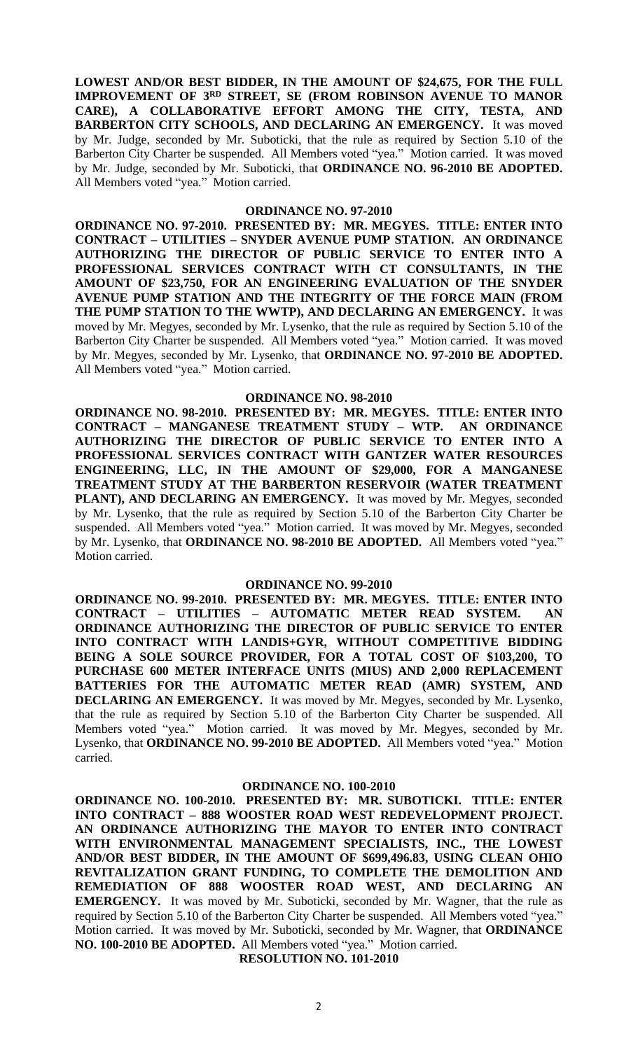**LOWEST AND/OR BEST BIDDER, IN THE AMOUNT OF $24,675, FOR THE FULL IMPROVEMENT OF 3RD STREET, SE (FROM ROBINSON AVENUE TO MANOR CARE), A COLLABORATIVE EFFORT AMONG THE CITY, TESTA, AND BARBERTON CITY SCHOOLS, AND DECLARING AN EMERGENCY.** It was moved by Mr. Judge, seconded by Mr. Suboticki, that the rule as required by Section 5.10 of the Barberton City Charter be suspended. All Members voted "yea." Motion carried. It was moved by Mr. Judge, seconded by Mr. Suboticki, that **ORDINANCE NO. 96-2010 BE ADOPTED.** All Members voted "yea." Motion carried.

**ORDINANCE NO. 97-2010**

**ORDINANCE NO. 97-2010. PRESENTED BY: MR. MEGYES. TITLE: ENTER INTO CONTRACT – UTILITIES – SNYDER AVENUE PUMP STATION. AN ORDINANCE AUTHORIZING THE DIRECTOR OF PUBLIC SERVICE TO ENTER INTO A PROFESSIONAL SERVICES CONTRACT WITH CT CONSULTANTS, IN THE AMOUNT OF $23,750, FOR AN ENGINEERING EVALUATION OF THE SNYDER AVENUE PUMP STATION AND THE INTEGRITY OF THE FORCE MAIN (FROM THE PUMP STATION TO THE WWTP), AND DECLARING AN EMERGENCY.** It was moved by Mr. Megyes, seconded by Mr. Lysenko, that the rule as required by Section 5.10 of the Barberton City Charter be suspended. All Members voted "yea." Motion carried. It was moved by Mr. Megyes, seconded by Mr. Lysenko, that **ORDINANCE NO. 97-2010 BE ADOPTED.** All Members voted "yea." Motion carried.

**ORDINANCE NO. 98-2010**

**ORDINANCE NO. 98-2010. PRESENTED BY: MR. MEGYES. TITLE: ENTER INTO CONTRACT – MANGANESE TREATMENT STUDY – WTP. AN ORDINANCE AUTHORIZING THE DIRECTOR OF PUBLIC SERVICE TO ENTER INTO A PROFESSIONAL SERVICES CONTRACT WITH GANTZER WATER RESOURCES ENGINEERING, LLC, IN THE AMOUNT OF $29,000, FOR A MANGANESE TREATMENT STUDY AT THE BARBERTON RESERVOIR (WATER TREATMENT PLANT), AND DECLARING AN EMERGENCY.** It was moved by Mr. Megyes, seconded by Mr. Lysenko, that the rule as required by Section 5.10 of the Barberton City Charter be suspended. All Members voted "yea." Motion carried. It was moved by Mr. Megyes, seconded by Mr. Lysenko, that **ORDINANCE NO. 98-2010 BE ADOPTED.** All Members voted "yea." Motion carried.

**ORDINANCE NO. 99-2010**

**ORDINANCE NO. 99-2010. PRESENTED BY: MR. MEGYES. TITLE: ENTER INTO CONTRACT – UTILITIES – AUTOMATIC METER READ SYSTEM. AN ORDINANCE AUTHORIZING THE DIRECTOR OF PUBLIC SERVICE TO ENTER INTO CONTRACT WITH LANDIS+GYR, WITHOUT COMPETITIVE BIDDING BEING A SOLE SOURCE PROVIDER, FOR A TOTAL COST OF $103,200, TO PURCHASE 600 METER INTERFACE UNITS (MIUS) AND 2,000 REPLACEMENT BATTERIES FOR THE AUTOMATIC METER READ (AMR) SYSTEM, AND DECLARING AN EMERGENCY.** It was moved by Mr. Megyes, seconded by Mr. Lysenko, that the rule as required by Section 5.10 of the Barberton City Charter be suspended. All Members voted "yea." Motion carried. It was moved by Mr. Megyes, seconded by Mr. Lysenko, that **ORDINANCE NO. 99-2010 BE ADOPTED.** All Members voted "yea." Motion carried.

**ORDINANCE NO. 100-2010**

**ORDINANCE NO. 100-2010. PRESENTED BY: MR. SUBOTICKI. TITLE: ENTER INTO CONTRACT – 888 WOOSTER ROAD WEST REDEVELOPMENT PROJECT. AN ORDINANCE AUTHORIZING THE MAYOR TO ENTER INTO CONTRACT WITH ENVIRONMENTAL MANAGEMENT SPECIALISTS, INC., THE LOWEST AND/OR BEST BIDDER, IN THE AMOUNT OF $699,496.83, USING CLEAN OHIO REVITALIZATION GRANT FUNDING, TO COMPLETE THE DEMOLITION AND REMEDIATION OF 888 WOOSTER ROAD WEST, AND DECLARING AN EMERGENCY.** It was moved by Mr. Suboticki, seconded by Mr. Wagner, that the rule as required by Section 5.10 of the Barberton City Charter be suspended. All Members voted "yea." Motion carried. It was moved by Mr. Suboticki, seconded by Mr. Wagner, that **ORDINANCE NO. 100-2010 BE ADOPTED.** All Members voted "yea." Motion carried.

**RESOLUTION NO. 101-2010**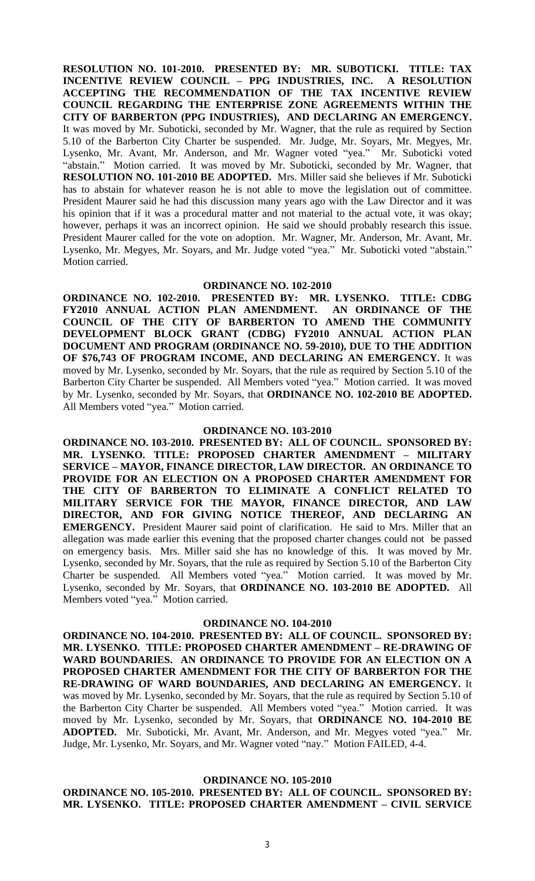**RESOLUTION NO. 101-2010. PRESENTED BY: MR. SUBOTICKI. TITLE: TAX INCENTIVE REVIEW COUNCIL – PPG INDUSTRIES, INC. A RESOLUTION ACCEPTING THE RECOMMENDATION OF THE TAX INCENTIVE REVIEW COUNCIL REGARDING THE ENTERPRISE ZONE AGREEMENTS WITHIN THE CITY OF BARBERTON (PPG INDUSTRIES), AND DECLARING AN EMERGENCY.** It was moved by Mr. Suboticki, seconded by Mr. Wagner, that the rule as required by Section 5.10 of the Barberton City Charter be suspended. Mr. Judge, Mr. Soyars, Mr. Megyes, Mr. Lysenko, Mr. Avant, Mr. Anderson, and Mr. Wagner voted "yea." Mr. Suboticki voted "abstain." Motion carried. It was moved by Mr. Suboticki, seconded by Mr. Wagner, that **RESOLUTION NO. 101-2010 BE ADOPTED.** Mrs. Miller said she believes if Mr. Suboticki has to abstain for whatever reason he is not able to move the legislation out of committee. President Maurer said he had this discussion many years ago with the Law Director and it was his opinion that if it was a procedural matter and not material to the actual vote, it was okay; however, perhaps it was an incorrect opinion. He said we should probably research this issue. President Maurer called for the vote on adoption. Mr. Wagner, Mr. Anderson, Mr. Avant, Mr. Lysenko, Mr. Megyes, Mr. Soyars, and Mr. Judge voted "yea." Mr. Suboticki voted "abstain." Motion carried.

## ORDINANCE NO. 102-2010

**ORDINANCE NO. 102-2010. PRESENTED BY: MR. LYSENKO. TITLE: CDBG FY2010 ANNUAL ACTION PLAN AMENDMENT. AN ORDINANCE OF THE COUNCIL OF THE CITY OF BARBERTON TO AMEND THE COMMUNITY DEVELOPMENT BLOCK GRANT (CDBG) FY2010 ANNUAL ACTION PLAN DOCUMENT AND PROGRAM (ORDINANCE NO. 59-2010), DUE TO THE ADDITION OF $76,743 OF PROGRAM INCOME, AND DECLARING AN EMERGENCY.** It was moved by Mr. Lysenko, seconded by Mr. Soyars, that the rule as required by Section 5.10 of the Barberton City Charter be suspended. All Members voted "yea." Motion carried. It was moved by Mr. Lysenko, seconded by Mr. Soyars, that **ORDINANCE NO. 102-2010 BE ADOPTED.** All Members voted "yea." Motion carried.

## ORDINANCE NO. 103-2010

**ORDINANCE NO. 103-2010. PRESENTED BY: ALL OF COUNCIL. SPONSORED BY: MR. LYSENKO. TITLE: PROPOSED CHARTER AMENDMENT – MILITARY SERVICE – MAYOR, FINANCE DIRECTOR, LAW DIRECTOR. AN ORDINANCE TO PROVIDE FOR AN ELECTION ON A PROPOSED CHARTER AMENDMENT FOR THE CITY OF BARBERTON TO ELIMINATE A CONFLICT RELATED TO MILITARY SERVICE FOR THE MAYOR, FINANCE DIRECTOR, AND LAW DIRECTOR, AND FOR GIVING NOTICE THEREOF, AND DECLARING AN EMERGENCY.** President Maurer said point of clarification. He said to Mrs. Miller that an allegation was made earlier this evening that the proposed charter changes could not be passed on emergency basis. Mrs. Miller said she has no knowledge of this. It was moved by Mr. Lysenko, seconded by Mr. Soyars, that the rule as required by Section 5.10 of the Barberton City Charter be suspended. All Members voted "yea." Motion carried. It was moved by Mr. Lysenko, seconded by Mr. Soyars, that **ORDINANCE NO. 103-2010 BE ADOPTED.** All Members voted "yea." Motion carried.

## ORDINANCE NO. 104-2010

**ORDINANCE NO. 104-2010. PRESENTED BY: ALL OF COUNCIL. SPONSORED BY: MR. LYSENKO. TITLE: PROPOSED CHARTER AMENDMENT – RE-DRAWING OF WARD BOUNDARIES. AN ORDINANCE TO PROVIDE FOR AN ELECTION ON A PROPOSED CHARTER AMENDMENT FOR THE CITY OF BARBERTON FOR THE RE-DRAWING OF WARD BOUNDARIES, AND DECLARING AN EMERGENCY.** It was moved by Mr. Lysenko, seconded by Mr. Soyars, that the rule as required by Section 5.10 of the Barberton City Charter be suspended. All Members voted "yea." Motion carried. It was moved by Mr. Lysenko, seconded by Mr. Soyars, that **ORDINANCE NO. 104-2010 BE ADOPTED.** Mr. Suboticki, Mr. Avant, Mr. Anderson, and Mr. Megyes voted "yea." Mr. Judge, Mr. Lysenko, Mr. Soyars, and Mr. Wagner voted "nay." Motion FAILED, 4-4.

## ORDINANCE NO. 105-2010

**ORDINANCE NO. 105-2010. PRESENTED BY: ALL OF COUNCIL. SPONSORED BY: MR. LYSENKO. TITLE: PROPOSED CHARTER AMENDMENT – CIVIL SERVICE**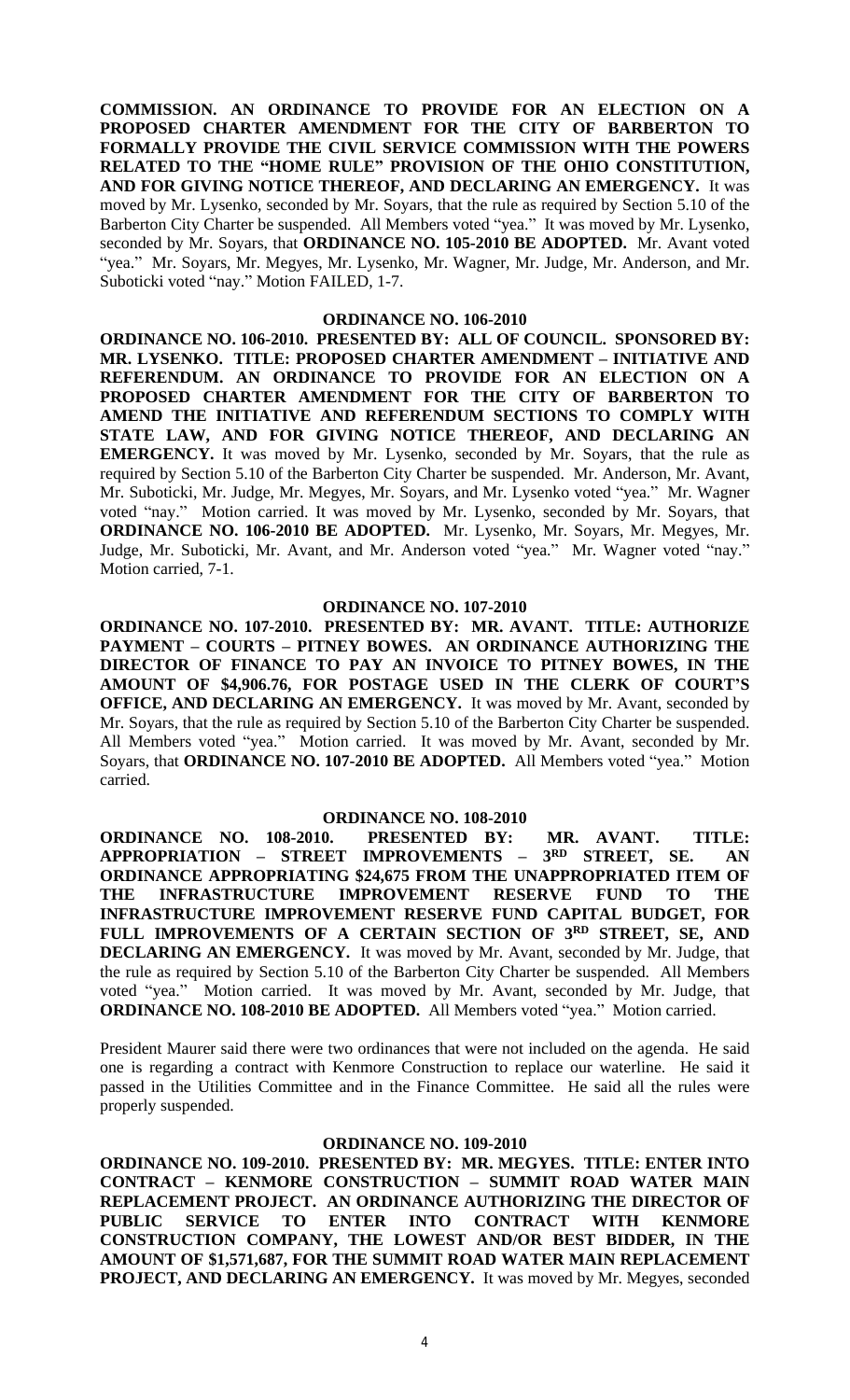**COMMISSION. AN ORDINANCE TO PROVIDE FOR AN ELECTION ON A PROPOSED CHARTER AMENDMENT FOR THE CITY OF BARBERTON TO FORMALLY PROVIDE THE CIVIL SERVICE COMMISSION WITH THE POWERS RELATED TO THE "HOME RULE" PROVISION OF THE OHIO CONSTITUTION, AND FOR GIVING NOTICE THEREOF, AND DECLARING AN EMERGENCY.** It was moved by Mr. Lysenko, seconded by Mr. Soyars, that the rule as required by Section 5.10 of the Barberton City Charter be suspended. All Members voted "yea." It was moved by Mr. Lysenko, seconded by Mr. Soyars, that **ORDINANCE NO. 105-2010 BE ADOPTED.** Mr. Avant voted "yea." Mr. Soyars, Mr. Megyes, Mr. Lysenko, Mr. Wagner, Mr. Judge, Mr. Anderson, and Mr. Suboticki voted "nay." Motion FAILED, 1-7.

## ORDINANCE NO. 106-2010

**ORDINANCE NO. 106-2010. PRESENTED BY: ALL OF COUNCIL. SPONSORED BY: MR. LYSENKO. TITLE: PROPOSED CHARTER AMENDMENT – INITIATIVE AND REFERENDUM. AN ORDINANCE TO PROVIDE FOR AN ELECTION ON A PROPOSED CHARTER AMENDMENT FOR THE CITY OF BARBERTON TO AMEND THE INITIATIVE AND REFERENDUM SECTIONS TO COMPLY WITH STATE LAW, AND FOR GIVING NOTICE THEREOF, AND DECLARING AN EMERGENCY.** It was moved by Mr. Lysenko, seconded by Mr. Soyars, that the rule as required by Section 5.10 of the Barberton City Charter be suspended. Mr. Anderson, Mr. Avant, Mr. Suboticki, Mr. Judge, Mr. Megyes, Mr. Soyars, and Mr. Lysenko voted "yea." Mr. Wagner voted "nay." Motion carried. It was moved by Mr. Lysenko, seconded by Mr. Soyars, that **ORDINANCE NO. 106-2010 BE ADOPTED.** Mr. Lysenko, Mr. Soyars, Mr. Megyes, Mr. Judge, Mr. Suboticki, Mr. Avant, and Mr. Anderson voted "yea." Mr. Wagner voted "nay." Motion carried, 7-1.

## ORDINANCE NO. 107-2010

**ORDINANCE NO. 107-2010. PRESENTED BY: MR. AVANT. TITLE: AUTHORIZE PAYMENT – COURTS – PITNEY BOWES. AN ORDINANCE AUTHORIZING THE DIRECTOR OF FINANCE TO PAY AN INVOICE TO PITNEY BOWES, IN THE AMOUNT OF $4,906.76, FOR POSTAGE USED IN THE CLERK OF COURT'S OFFICE, AND DECLARING AN EMERGENCY.** It was moved by Mr. Avant, seconded by Mr. Soyars, that the rule as required by Section 5.10 of the Barberton City Charter be suspended. All Members voted "yea." Motion carried. It was moved by Mr. Avant, seconded by Mr. Soyars, that **ORDINANCE NO. 107-2010 BE ADOPTED.** All Members voted "yea." Motion carried.

## ORDINANCE NO. 108-2010

**ORDINANCE NO. 108-2010. PRESENTED BY: MR. AVANT. TITLE: APPROPRIATION – STREET IMPROVEMENTS – 3RD STREET, SE. AN ORDINANCE APPROPRIATING $24,675 FROM THE UNAPPROPRIATED ITEM OF THE INFRASTRUCTURE IMPROVEMENT RESERVE FUND TO THE INFRASTRUCTURE IMPROVEMENT RESERVE FUND CAPITAL BUDGET, FOR FULL IMPROVEMENTS OF A CERTAIN SECTION OF 3RD STREET, SE, AND DECLARING AN EMERGENCY.** It was moved by Mr. Avant, seconded by Mr. Judge, that the rule as required by Section 5.10 of the Barberton City Charter be suspended. All Members voted "yea." Motion carried. It was moved by Mr. Avant, seconded by Mr. Judge, that **ORDINANCE NO. 108-2010 BE ADOPTED.** All Members voted "yea." Motion carried.

President Maurer said there were two ordinances that were not included on the agenda. He said one is regarding a contract with Kenmore Construction to replace our waterline. He said it passed in the Utilities Committee and in the Finance Committee. He said all the rules were properly suspended.

## ORDINANCE NO. 109-2010

**ORDINANCE NO. 109-2010. PRESENTED BY: MR. MEGYES. TITLE: ENTER INTO CONTRACT – KENMORE CONSTRUCTION – SUMMIT ROAD WATER MAIN REPLACEMENT PROJECT. AN ORDINANCE AUTHORIZING THE DIRECTOR OF PUBLIC SERVICE TO ENTER INTO CONTRACT WITH KENMORE CONSTRUCTION COMPANY, THE LOWEST AND/OR BEST BIDDER, IN THE AMOUNT OF $1,571,687, FOR THE SUMMIT ROAD WATER MAIN REPLACEMENT PROJECT, AND DECLARING AN EMERGENCY.** It was moved by Mr. Megyes, seconded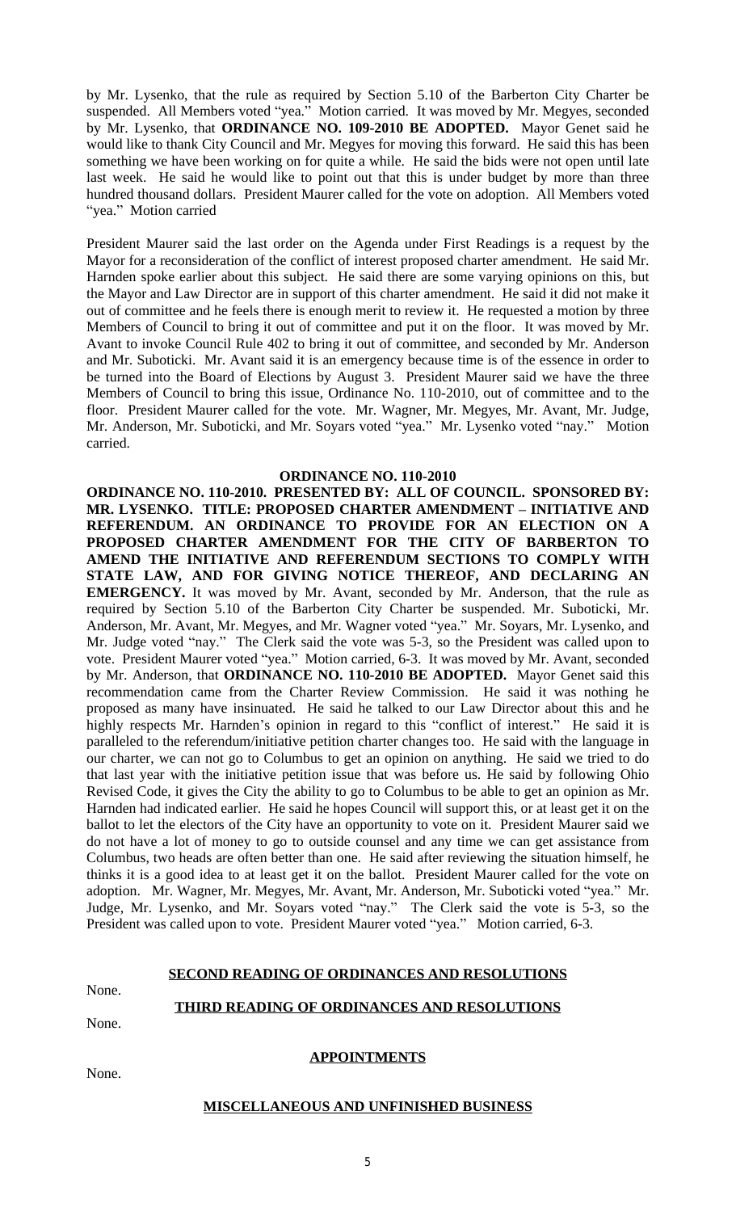by Mr. Lysenko, that the rule as required by Section 5.10 of the Barberton City Charter be suspended. All Members voted "yea." Motion carried. It was moved by Mr. Megyes, seconded by Mr. Lysenko, that **ORDINANCE NO. 109-2010 BE ADOPTED.** Mayor Genet said he would like to thank City Council and Mr. Megyes for moving this forward. He said this has been something we have been working on for quite a while. He said the bids were not open until late last week. He said he would like to point out that this is under budget by more than three hundred thousand dollars. President Maurer called for the vote on adoption. All Members voted "yea." Motion carried

President Maurer said the last order on the Agenda under First Readings is a request by the Mayor for a reconsideration of the conflict of interest proposed charter amendment. He said Mr. Harnden spoke earlier about this subject. He said there are some varying opinions on this, but the Mayor and Law Director are in support of this charter amendment. He said it did not make it out of committee and he feels there is enough merit to review it. He requested a motion by three Members of Council to bring it out of committee and put it on the floor. It was moved by Mr. Avant to invoke Council Rule 402 to bring it out of committee, and seconded by Mr. Anderson and Mr. Suboticki. Mr. Avant said it is an emergency because time is of the essence in order to be turned into the Board of Elections by August 3. President Maurer said we have the three Members of Council to bring this issue, Ordinance No. 110-2010, out of committee and to the floor. President Maurer called for the vote. Mr. Wagner, Mr. Megyes, Mr. Avant, Mr. Judge, Mr. Anderson, Mr. Suboticki, and Mr. Soyars voted "yea." Mr. Lysenko voted "nay." Motion carried.

## ORDINANCE NO. 110-2010

**ORDINANCE NO. 110-2010. PRESENTED BY: ALL OF COUNCIL. SPONSORED BY: MR. LYSENKO. TITLE: PROPOSED CHARTER AMENDMENT – INITIATIVE AND REFERENDUM. AN ORDINANCE TO PROVIDE FOR AN ELECTION ON A PROPOSED CHARTER AMENDMENT FOR THE CITY OF BARBERTON TO AMEND THE INITIATIVE AND REFERENDUM SECTIONS TO COMPLY WITH STATE LAW, AND FOR GIVING NOTICE THEREOF, AND DECLARING AN EMERGENCY.** It was moved by Mr. Avant, seconded by Mr. Anderson, that the rule as required by Section 5.10 of the Barberton City Charter be suspended. Mr. Suboticki, Mr. Anderson, Mr. Avant, Mr. Megyes, and Mr. Wagner voted "yea." Mr. Soyars, Mr. Lysenko, and Mr. Judge voted "nay." The Clerk said the vote was 5-3, so the President was called upon to vote. President Maurer voted "yea." Motion carried, 6-3. It was moved by Mr. Avant, seconded by Mr. Anderson, that **ORDINANCE NO. 110-2010 BE ADOPTED.** Mayor Genet said this recommendation came from the Charter Review Commission. He said it was nothing he proposed as many have insinuated. He said he talked to our Law Director about this and he highly respects Mr. Harnden's opinion in regard to this "conflict of interest." He said it is paralleled to the referendum/initiative petition charter changes too. He said with the language in our charter, we can not go to Columbus to get an opinion on anything. He said we tried to do that last year with the initiative petition issue that was before us. He said by following Ohio Revised Code, it gives the City the ability to go to Columbus to be able to get an opinion as Mr. Harnden had indicated earlier. He said he hopes Council will support this, or at least get it on the ballot to let the electors of the City have an opportunity to vote on it. President Maurer said we do not have a lot of money to go to outside counsel and any time we can get assistance from Columbus, two heads are often better than one. He said after reviewing the situation himself, he thinks it is a good idea to at least get it on the ballot. President Maurer called for the vote on adoption. Mr. Wagner, Mr. Megyes, Mr. Avant, Mr. Anderson, Mr. Suboticki voted "yea." Mr. Judge, Mr. Lysenko, and Mr. Soyars voted "nay." The Clerk said the vote is 5-3, so the President was called upon to vote. President Maurer voted "yea." Motion carried, 6-3.

## SECOND READING OF ORDINANCES AND RESOLUTIONS

None.

## THIRD READING OF ORDINANCES AND RESOLUTIONS

None.

## APPOINTMENTS

None.

## MISCELLANEOUS AND UNFINISHED BUSINESS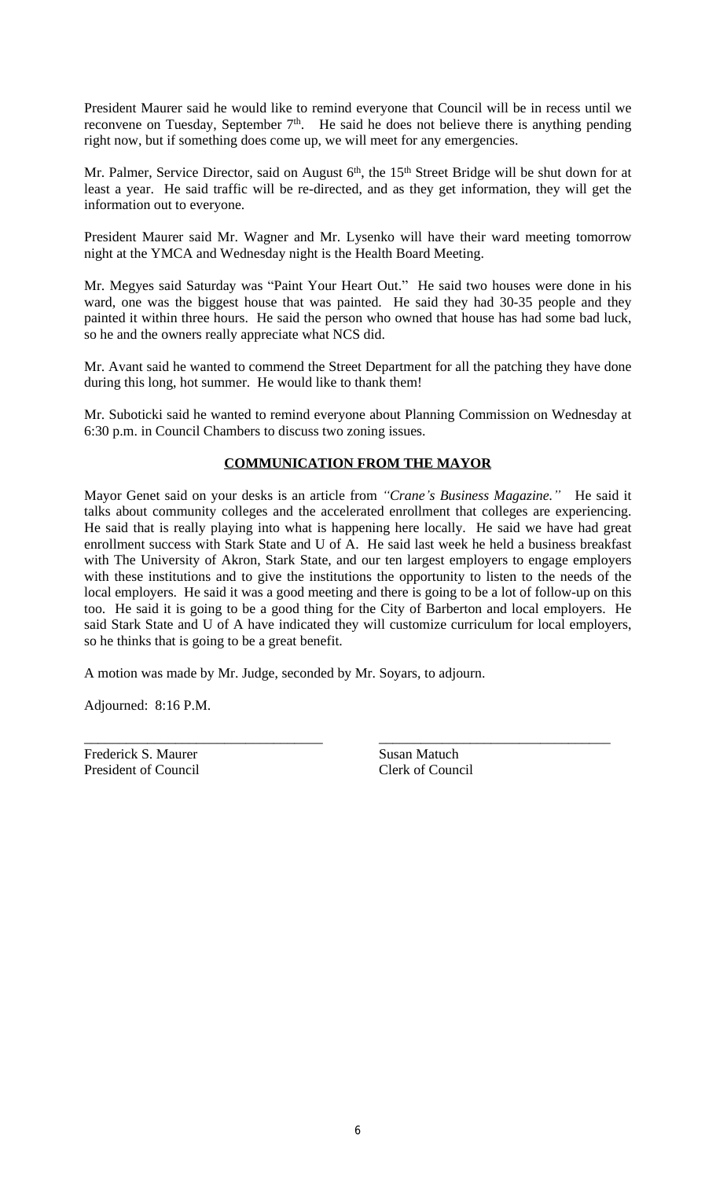President Maurer said he would like to remind everyone that Council will be in recess until we reconvene on Tuesday, September 7th. He said he does not believe there is anything pending right now, but if something does come up, we will meet for any emergencies.

Mr. Palmer, Service Director, said on August 6th, the 15th Street Bridge will be shut down for at least a year. He said traffic will be re-directed, and as they get information, they will get the information out to everyone.

President Maurer said Mr. Wagner and Mr. Lysenko will have their ward meeting tomorrow night at the YMCA and Wednesday night is the Health Board Meeting.

Mr. Megyes said Saturday was "Paint Your Heart Out." He said two houses were done in his ward, one was the biggest house that was painted. He said they had 30-35 people and they painted it within three hours. He said the person who owned that house has had some bad luck, so he and the owners really appreciate what NCS did.

Mr. Avant said he wanted to commend the Street Department for all the patching they have done during this long, hot summer. He would like to thank them!

Mr. Suboticki said he wanted to remind everyone about Planning Commission on Wednesday at 6:30 p.m. in Council Chambers to discuss two zoning issues.

## **COMMUNICATION FROM THE MAYOR**

Mayor Genet said on your desks is an article from *"Crane's Business Magazine."* He said it talks about community colleges and the accelerated enrollment that colleges are experiencing. He said that is really playing into what is happening here locally. He said we have had great enrollment success with Stark State and U of A. He said last week he held a business breakfast with The University of Akron, Stark State, and our ten largest employers to engage employers with these institutions and to give the institutions the opportunity to listen to the needs of the local employers. He said it was a good meeting and there is going to be a lot of follow-up on this too. He said it is going to be a good thing for the City of Barberton and local employers. He said Stark State and U of A have indicated they will customize curriculum for local employers, so he thinks that is going to be a great benefit.

A motion was made by Mr. Judge, seconded by Mr. Soyars, to adjourn.

Adjourned: 8:16 P.M.

| | |
|---|---|
| ______________________________ | ______________________________ |
| Frederick S. Maurer | Susan Matuch |
| President of Council | Clerk of Council |